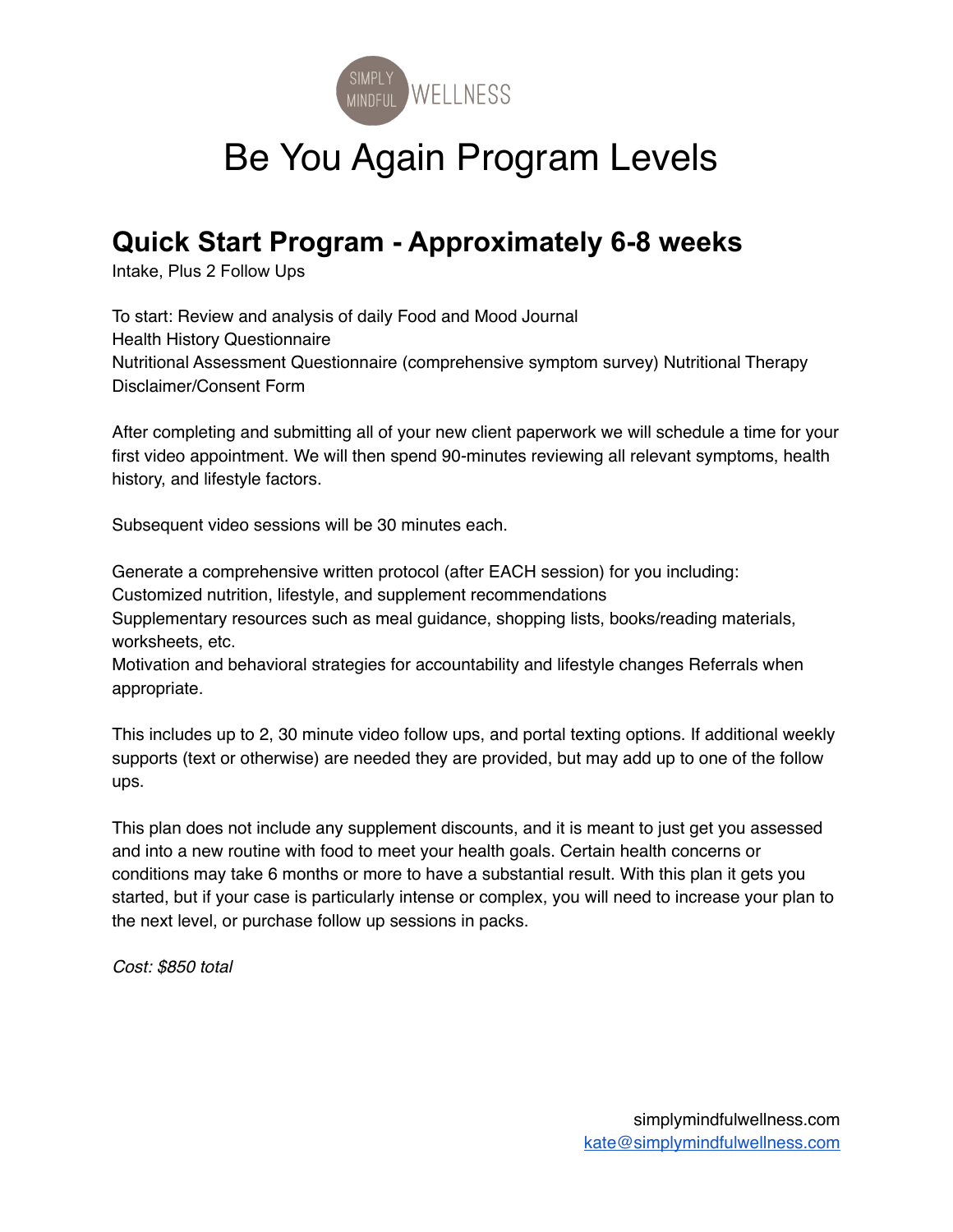SIMPLY MINDFUL WELLNESS

# Be You Again Program Levels

## Quick Start Program - Approximately 6-8 weeks

Intake, Plus 2 Follow Ups

To start: Review and analysis of daily Food and Mood Journal
Health History Questionnaire
Nutritional Assessment Questionnaire (comprehensive symptom survey) Nutritional Therapy Disclaimer/Consent Form

After completing and submitting all of your new client paperwork we will schedule a time for your first video appointment. We will then spend 90-minutes reviewing all relevant symptoms, health history, and lifestyle factors.

Subsequent video sessions will be 30 minutes each.

Generate a comprehensive written protocol (after EACH session) for you including:
Customized nutrition, lifestyle, and supplement recommendations
Supplementary resources such as meal guidance, shopping lists, books/reading materials, worksheets, etc.
Motivation and behavioral strategies for accountability and lifestyle changes Referrals when appropriate.

This includes up to 2, 30 minute video follow ups, and portal texting options. If additional weekly supports (text or otherwise) are needed they are provided, but may add up to one of the follow ups.

This plan does not include any supplement discounts, and it is meant to just get you assessed and into a new routine with food to meet your health goals. Certain health concerns or conditions may take 6 months or more to have a substantial result. With this plan it gets you started, but if your case is particularly intense or complex, you will need to increase your plan to the next level, or purchase follow up sessions in packs.

*Cost: $850 total*

simplymindfulwellness.com
kate@simplymindfulwellness.com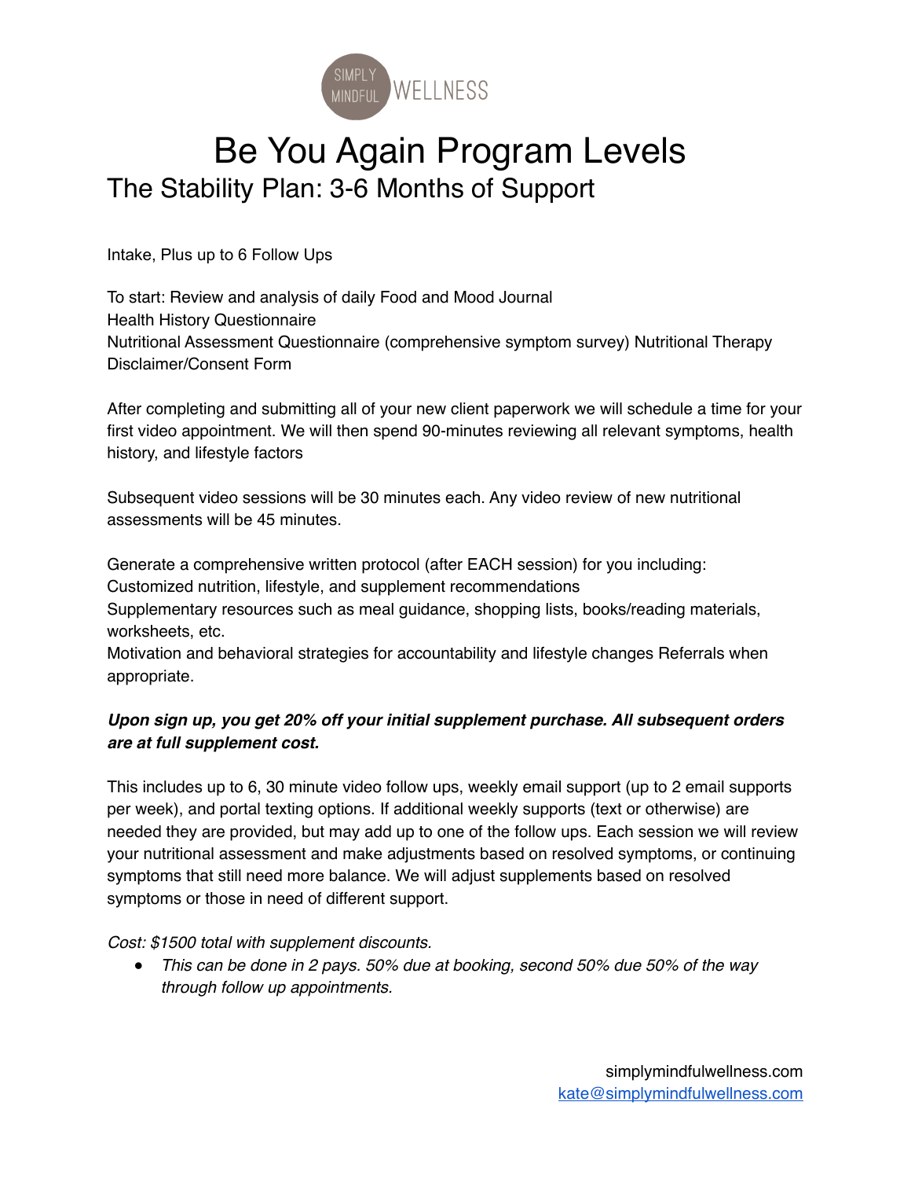SIMPLY MINDFUL WELLNESS

# Be You Again Program Levels

## The Stability Plan: 3-6 Months of Support

Intake, Plus up to 6 Follow Ups

To start: Review and analysis of daily Food and Mood Journal
Health History Questionnaire
Nutritional Assessment Questionnaire (comprehensive symptom survey) Nutritional Therapy Disclaimer/Consent Form

After completing and submitting all of your new client paperwork we will schedule a time for your first video appointment. We will then spend 90-minutes reviewing all relevant symptoms, health history, and lifestyle factors

Subsequent video sessions will be 30 minutes each. Any video review of new nutritional assessments will be 45 minutes.

Generate a comprehensive written protocol (after EACH session) for you including:
Customized nutrition, lifestyle, and supplement recommendations
Supplementary resources such as meal guidance, shopping lists, books/reading materials, worksheets, etc.
Motivation and behavioral strategies for accountability and lifestyle changes Referrals when appropriate.

***Upon sign up, you get 20% off your initial supplement purchase. All subsequent orders are at full supplement cost.***

This includes up to 6, 30 minute video follow ups, weekly email support (up to 2 email supports per week), and portal texting options. If additional weekly supports (text or otherwise) are needed they are provided, but may add up to one of the follow ups. Each session we will review your nutritional assessment and make adjustments based on resolved symptoms, or continuing symptoms that still need more balance. We will adjust supplements based on resolved symptoms or those in need of different support.

*Cost: $1500 total with supplement discounts.*

- *This can be done in 2 pays. 50% due at booking, second 50% due 50% of the way through follow up appointments.*

simplymindfulwellness.com
kate@simplymindfulwellness.com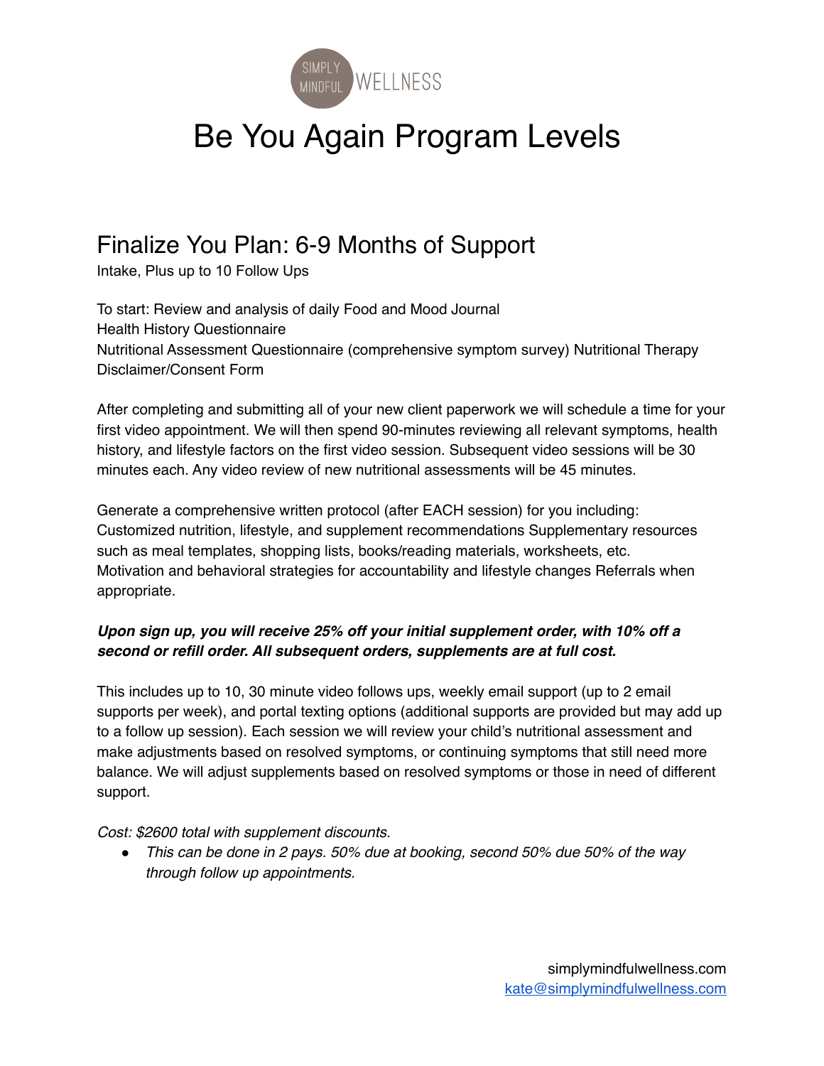SIMPLY MINDFUL WELLNESS

# Be You Again Program Levels

## Finalize You Plan: 6-9 Months of Support

Intake, Plus up to 10 Follow Ups

To start: Review and analysis of daily Food and Mood Journal
Health History Questionnaire
Nutritional Assessment Questionnaire (comprehensive symptom survey) Nutritional Therapy Disclaimer/Consent Form

After completing and submitting all of your new client paperwork we will schedule a time for your first video appointment. We will then spend 90-minutes reviewing all relevant symptoms, health history, and lifestyle factors on the first video session. Subsequent video sessions will be 30 minutes each. Any video review of new nutritional assessments will be 45 minutes.

Generate a comprehensive written protocol (after EACH session) for you including:
Customized nutrition, lifestyle, and supplement recommendations Supplementary resources such as meal templates, shopping lists, books/reading materials, worksheets, etc.
Motivation and behavioral strategies for accountability and lifestyle changes Referrals when appropriate.

***Upon sign up, you will receive 25% off your initial supplement order, with 10% off a second or refill order. All subsequent orders, supplements are at full cost.***

This includes up to 10, 30 minute video follows ups, weekly email support (up to 2 email supports per week), and portal texting options (additional supports are provided but may add up to a follow up session). Each session we will review your child's nutritional assessment and make adjustments based on resolved symptoms, or continuing symptoms that still need more balance. We will adjust supplements based on resolved symptoms or those in need of different support.

*Cost: $2600 total with supplement discounts.*

- *This can be done in 2 pays. 50% due at booking, second 50% due 50% of the way through follow up appointments.*

simplymindfulwellness.com
kate@simplymindfulwellness.com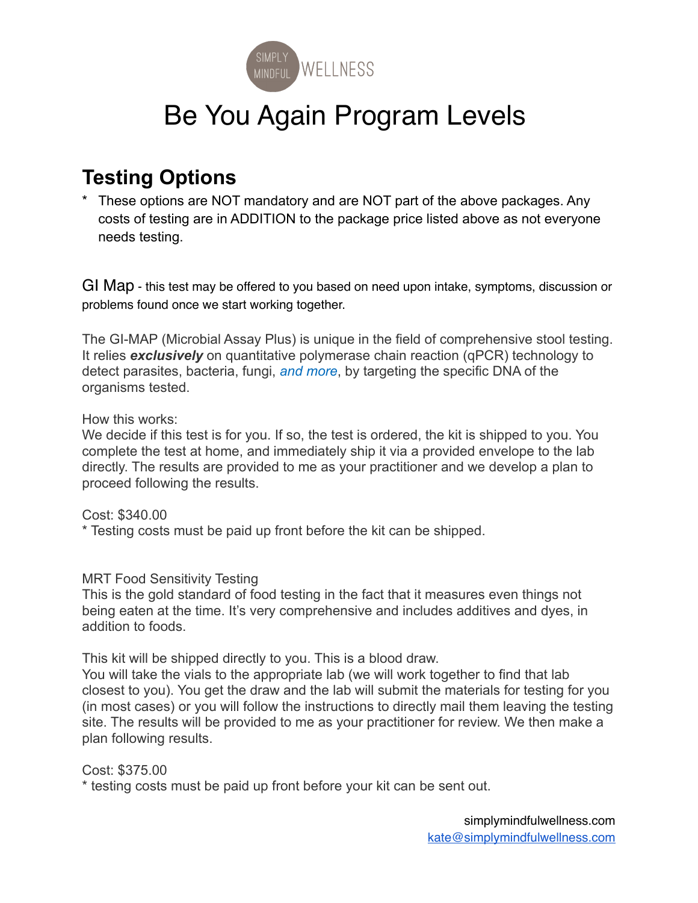SIMPLY MINDFUL WELLNESS

# Be You Again Program Levels

## Testing Options

* These options are NOT mandatory and are NOT part of the above packages. Any costs of testing are in ADDITION to the package price listed above as not everyone needs testing.

GI Map - this test may be offered to you based on need upon intake, symptoms, discussion or problems found once we start working together.

The GI-MAP (Microbial Assay Plus) is unique in the field of comprehensive stool testing. It relies ***exclusively*** on quantitative polymerase chain reaction (qPCR) technology to detect parasites, bacteria, fungi, *and more*, by targeting the specific DNA of the organisms tested.

How this works:
We decide if this test is for you. If so, the test is ordered, the kit is shipped to you. You complete the test at home, and immediately ship it via a provided envelope to the lab directly. The results are provided to me as your practitioner and we develop a plan to proceed following the results.

Cost: $340.00
* Testing costs must be paid up front before the kit can be shipped.

MRT Food Sensitivity Testing
This is the gold standard of food testing in the fact that it measures even things not being eaten at the time. It's very comprehensive and includes additives and dyes, in addition to foods.

This kit will be shipped directly to you. This is a blood draw.
You will take the vials to the appropriate lab (we will work together to find that lab closest to you). You get the draw and the lab will submit the materials for testing for you (in most cases) or you will follow the instructions to directly mail them leaving the testing site. The results will be provided to me as your practitioner for review. We then make a plan following results.

Cost: $375.00
* testing costs must be paid up front before your kit can be sent out.

simplymindfulwellness.com
kate@simplymindfulwellness.com